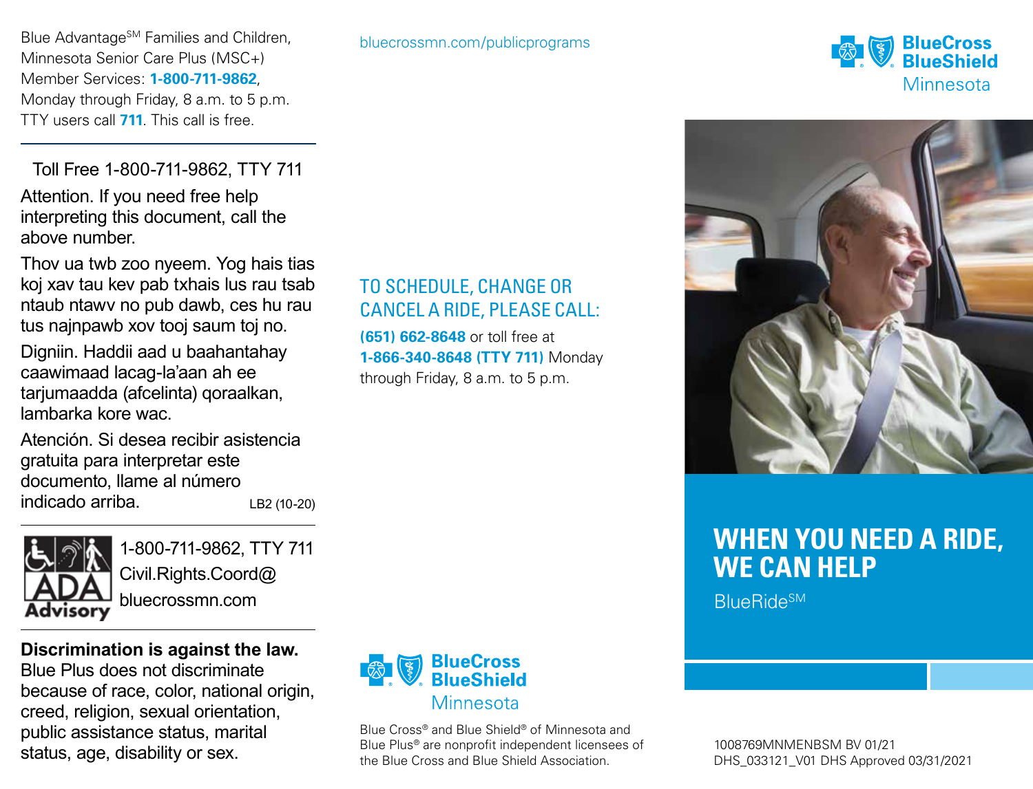Blue Advantage℠ Families and Children, Minnesota Senior Care Plus (MSC+) Member Services: **1-800-711-9862**, Monday through Friday, 8 a.m. to 5 p.m. TTY users call **711**. This call is free.

Toll Free 1-800-711-9862, TTY 711

Attention. If you need free help interpreting this document, call the above number.

Thov ua twb zoo nyeem. Yog hais tias koj xav tau kev pab txhais lus rau tsab ntaub ntawv no pub dawb, ces hu rau tus najnpawb xov tooj saum toj no.

Digniin. Haddii aad u baahantahay caawimaad lacag-la'aan ah ee tarjumaadda (afcelinta) qoraalkan, lambarka kore wac.

Atención. Si desea recibir asistencia gratuita para interpretar este documento, llame al número indicado arriba.

LB2 (10-20)

ADA Advisory

1-800-711-9862, TTY 711
Civil.Rights.Coord@bluecrossmn.com

**Discrimination is against the law.** Blue Plus does not discriminate because of race, color, national origin, creed, religion, sexual orientation, public assistance status, marital status, age, disability or sex.

bluecrossmn.com/publicprograms

## TO SCHEDULE, CHANGE OR CANCEL A RIDE, PLEASE CALL:

**(651) 662-8648** or toll free at **1-866-340-8648 (TTY 711)** Monday through Friday, 8 a.m. to 5 p.m.

BlueCross BlueShield Minnesota

Blue Cross® and Blue Shield® of Minnesota and Blue Plus® are nonprofit independent licensees of the Blue Cross and Blue Shield Association.

BlueCross BlueShield Minnesota

# WHEN YOU NEED A RIDE, WE CAN HELP

BlueRide℠

1008769MNMENBSM BV 01/21
DHS_033121_V01 DHS Approved 03/31/2021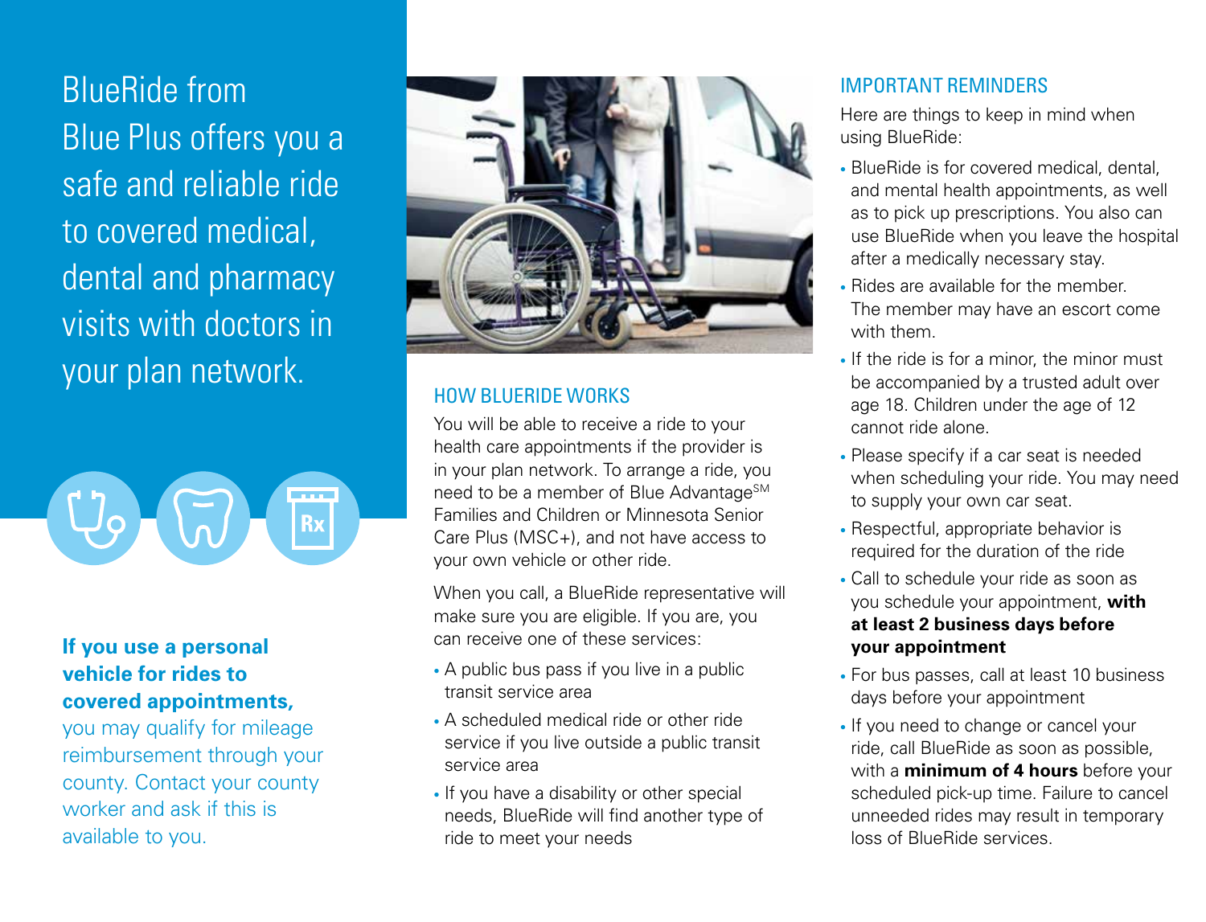BlueRide from Blue Plus offers you a safe and reliable ride to covered medical, dental and pharmacy visits with doctors in your plan network.

**If you use a personal vehicle for rides to covered appointments,** you may qualify for mileage reimbursement through your county. Contact your county worker and ask if this is available to you.

## HOW BLUERIDE WORKS

You will be able to receive a ride to your health care appointments if the provider is in your plan network. To arrange a ride, you need to be a member of Blue Advantage[SM] Families and Children or Minnesota Senior Care Plus (MSC+), and not have access to your own vehicle or other ride.

When you call, a BlueRide representative will make sure you are eligible. If you are, you can receive one of these services:

- A public bus pass if you live in a public transit service area
- A scheduled medical ride or other ride service if you live outside a public transit service area
- If you have a disability or other special needs, BlueRide will find another type of ride to meet your needs

## IMPORTANT REMINDERS

Here are things to keep in mind when using BlueRide:

- BlueRide is for covered medical, dental, and mental health appointments, as well as to pick up prescriptions. You also can use BlueRide when you leave the hospital after a medically necessary stay.
- Rides are available for the member. The member may have an escort come with them.
- If the ride is for a minor, the minor must be accompanied by a trusted adult over age 18. Children under the age of 12 cannot ride alone.
- Please specify if a car seat is needed when scheduling your ride. You may need to supply your own car seat.
- Respectful, appropriate behavior is required for the duration of the ride
- Call to schedule your ride as soon as you schedule your appointment, **with at least 2 business days before your appointment**
- For bus passes, call at least 10 business days before your appointment
- If you need to change or cancel your ride, call BlueRide as soon as possible, with a **minimum of 4 hours** before your scheduled pick-up time. Failure to cancel unneeded rides may result in temporary loss of BlueRide services.